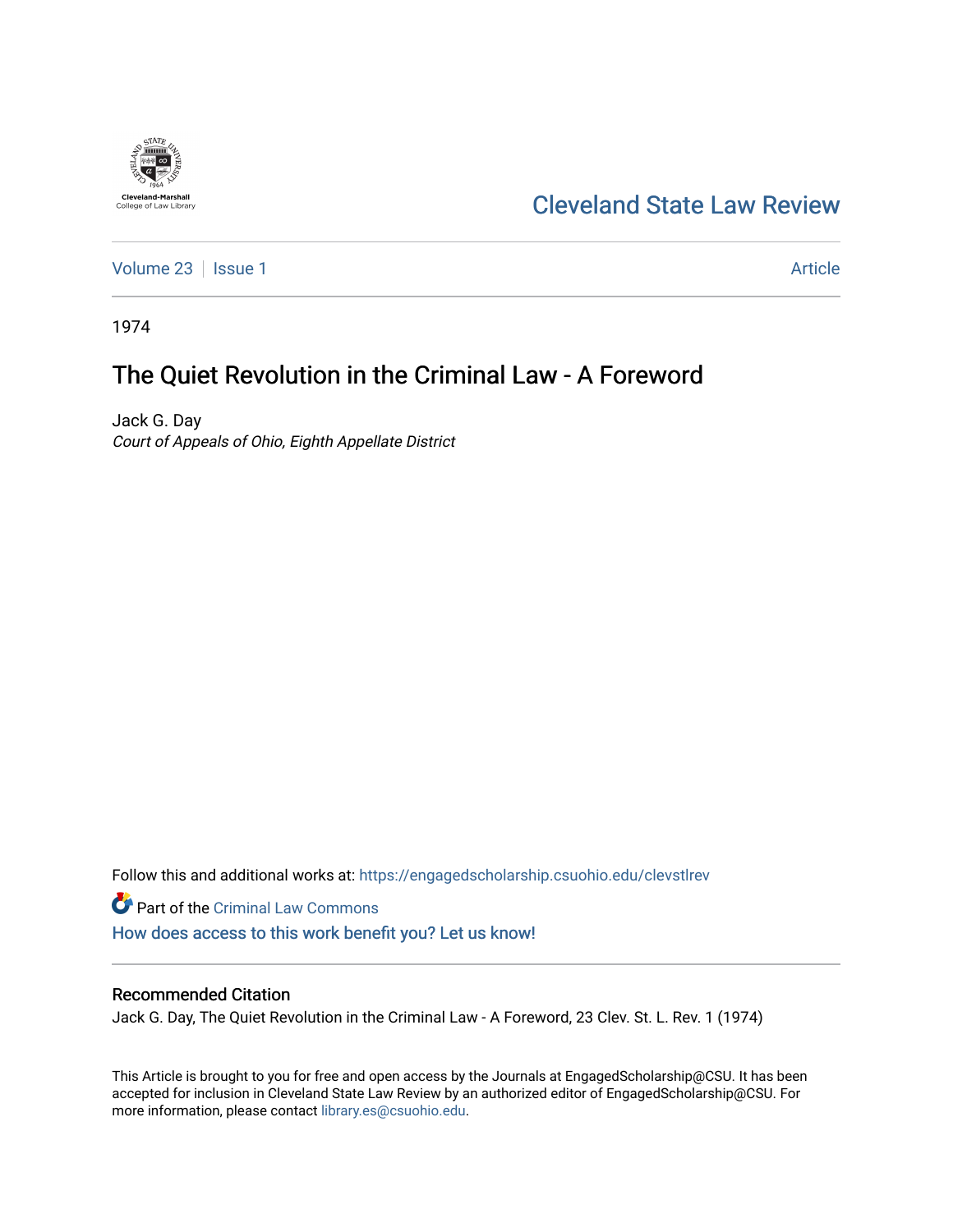Cleveland-Marshall College of Law Library

# Cleveland State Law Review

Volume 23 | Issue 1 | Article

1974

## The Quiet Revolution in the Criminal Law - A Foreword

Jack G. Day
*Court of Appeals of Ohio, Eighth Appellate District*

Follow this and additional works at: https://engagedscholarship.csuohio.edu/clevstlrev

Part of the Criminal Law Commons

How does access to this work benefit you? Let us know!

### Recommended Citation

Jack G. Day, The Quiet Revolution in the Criminal Law - A Foreword, 23 Clev. St. L. Rev. 1 (1974)

This Article is brought to you for free and open access by the Journals at EngagedScholarship@CSU. It has been accepted for inclusion in Cleveland State Law Review by an authorized editor of EngagedScholarship@CSU. For more information, please contact library.es@csuohio.edu.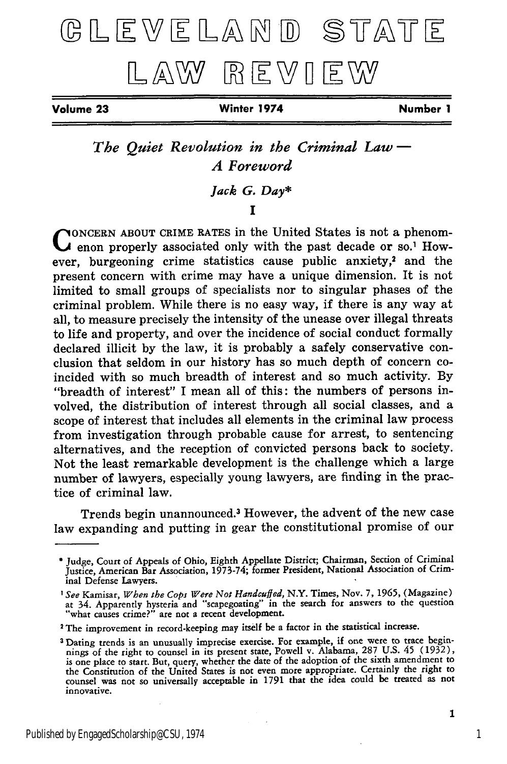# CLEVELAND STATE LAW REVIEW

Volume 23 | Winter 1974 | Number 1

## *The Quiet Revolution in the Criminal Law — A Foreword*

*Jack G. Day**

### I

CONCERN ABOUT CRIME RATES in the United States is not a phenomenon properly associated only with the past decade or so.[1] However, burgeoning crime statistics cause public anxiety,[2] and the present concern with crime may have a unique dimension. It is not limited to small groups of specialists nor to singular phases of the criminal problem. While there is no easy way, if there is any way at all, to measure precisely the intensity of the unease over illegal threats to life and property, and over the incidence of social conduct formally declared illicit by the law, it is probably a safely conservative conclusion that seldom in our history has so much depth of concern coincided with so much breadth of interest and so much activity. By "breadth of interest" I mean all of this: the numbers of persons involved, the distribution of interest through all social classes, and a scope of interest that includes all elements in the criminal law process from investigation through probable cause for arrest, to sentencing alternatives, and the reception of convicted persons back to society. Not the least remarkable development is the challenge which a large number of lawyers, especially young lawyers, are finding in the practice of criminal law.

Trends begin unannounced.[3] However, the advent of the new case law expanding and putting in gear the constitutional promise of our

---

\* Judge, Court of Appeals of Ohio, Eighth Appellate District; Chairman, Section of Criminal Justice, American Bar Association, 1973-74; former President, National Association of Criminal Defense Lawyers.

[1] *See* Kamisar, *When the Cops Were Not Handcuffed,* N.Y. Times, Nov. 7, 1965, (Magazine) at 34. Apparently hysteria and "scapegoating" in the search for answers to the question "what causes crime?" are not a recent development.

[2] The improvement in record-keeping may itself be a factor in the statistical increase.

[3] Dating trends is an unusually imprecise exercise. For example, if one were to trace beginnings of the right to counsel in its present state, Powell v. Alabama, 287 U.S. 45 (1932), is one place to start. But, query, whether the date of the adoption of the sixth amendment to the Constitution of the United States is not even more appropriate. Certainly the right to counsel was not so universally acceptable in 1791 that the idea could be treated as not innovative.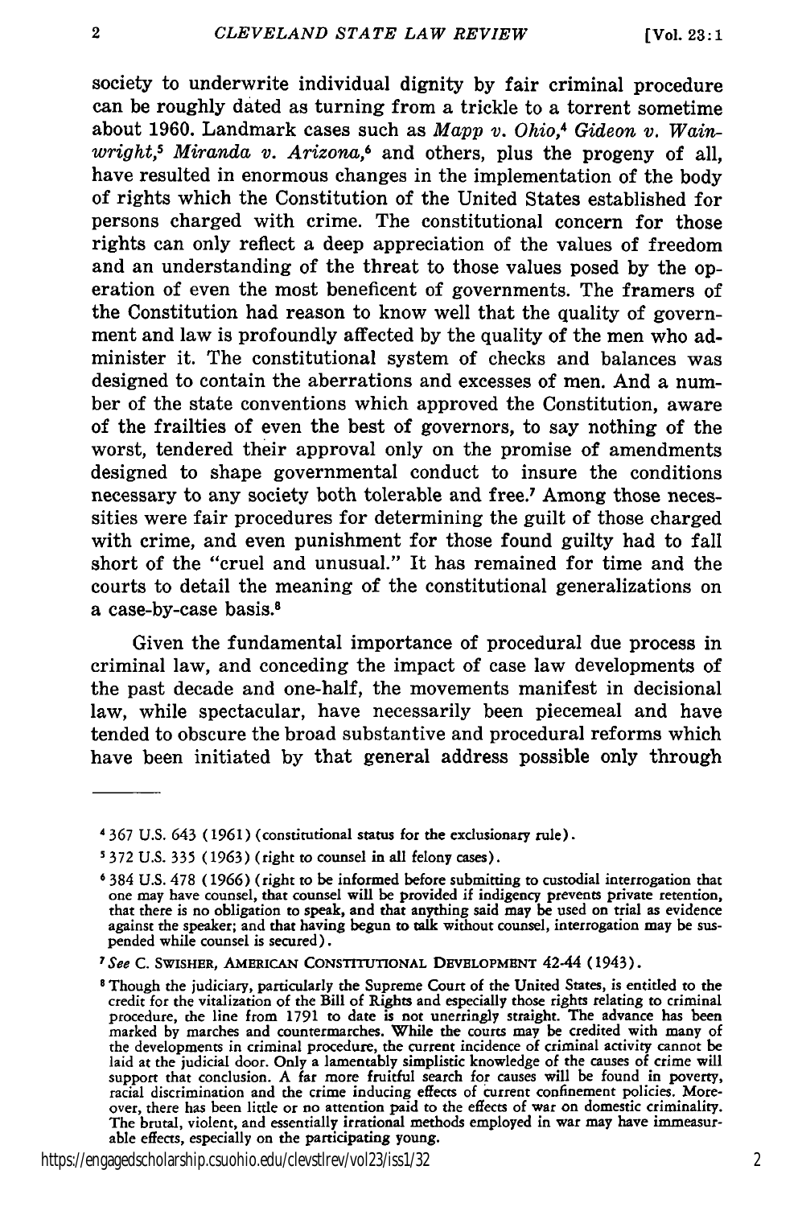society to underwrite individual dignity by fair criminal procedure can be roughly dated as turning from a trickle to a torrent sometime about 1960. Landmark cases such as *Mapp v. Ohio*,[4] *Gideon v. Wainwright*,[5] *Miranda v. Arizona*,[6] and others, plus the progeny of all, have resulted in enormous changes in the implementation of the body of rights which the Constitution of the United States established for persons charged with crime. The constitutional concern for those rights can only reflect a deep appreciation of the values of freedom and an understanding of the threat to those values posed by the operation of even the most beneficent of governments. The framers of the Constitution had reason to know well that the quality of government and law is profoundly affected by the quality of the men who administer it. The constitutional system of checks and balances was designed to contain the aberrations and excesses of men. And a number of the state conventions which approved the Constitution, aware of the frailties of even the best of governors, to say nothing of the worst, tendered their approval only on the promise of amendments designed to shape governmental conduct to insure the conditions necessary to any society both tolerable and free.[7] Among those necessities were fair procedures for determining the guilt of those charged with crime, and even punishment for those found guilty had to fall short of the "cruel and unusual." It has remained for time and the courts to detail the meaning of the constitutional generalizations on a case-by-case basis.[8]

Given the fundamental importance of procedural due process in criminal law, and conceding the impact of case law developments of the past decade and one-half, the movements manifest in decisional law, while spectacular, have necessarily been piecemeal and have tended to obscure the broad substantive and procedural reforms which have been initiated by that general address possible only through

---

[4] 367 U.S. 643 (1961) (constitutional status for the exclusionary rule).

[5] 372 U.S. 335 (1963) (right to counsel in all felony cases).

[6] 384 U.S. 478 (1966) (right to be informed before submitting to custodial interrogation that one may have counsel, that counsel will be provided if indigency prevents private retention, that there is no obligation to speak, and that anything said may be used on trial as evidence against the speaker; and that having begun to talk without counsel, interrogation may be suspended while counsel is secured).

[7] *See* C. SWISHER, AMERICAN CONSTITUTIONAL DEVELOPMENT 42-44 (1943).

[8] Though the judiciary, particularly the Supreme Court of the United States, is entitled to the credit for the vitalization of the Bill of Rights and especially those rights relating to criminal procedure, the line from 1791 to date is not unerringly straight. The advance has been marked by marches and countermarches. While the courts may be credited with many of the developments in criminal procedure, the current incidence of criminal activity cannot be laid at the judicial door. Only a lamentably simplistic knowledge of the causes of crime will support that conclusion. A far more fruitful search for causes will be found in poverty, racial discrimination and the crime inducing effects of current confinement policies. Moreover, there has been little or no attention paid to the effects of war on domestic criminality. The brutal, violent, and essentially irrational methods employed in war may have immeasurable effects, especially on the participating young.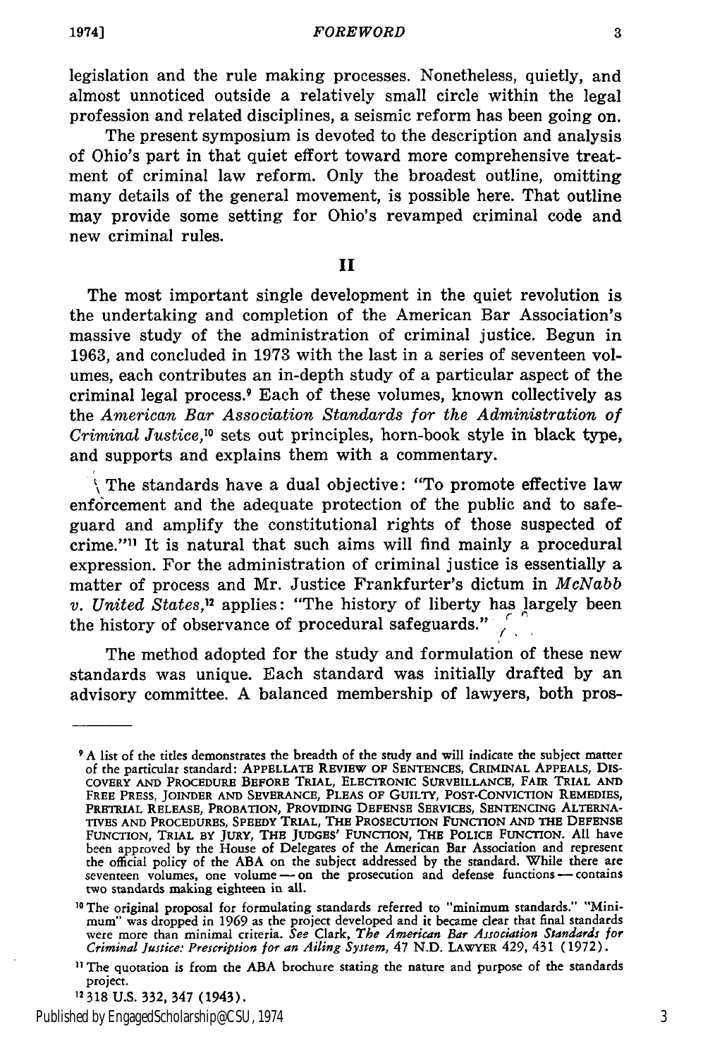legislation and the rule making processes. Nonetheless, quietly, and almost unnoticed outside a relatively small circle within the legal profession and related disciplines, a seismic reform has been going on.

The present symposium is devoted to the description and analysis of Ohio's part in that quiet effort toward more comprehensive treatment of criminal law reform. Only the broadest outline, omitting many details of the general movement, is possible here. That outline may provide some setting for Ohio's revamped criminal code and new criminal rules.

## II

The most important single development in the quiet revolution is the undertaking and completion of the American Bar Association's massive study of the administration of criminal justice. Begun in 1963, and concluded in 1973 with the last in a series of seventeen volumes, each contributes an in-depth study of a particular aspect of the criminal legal process.[9] Each of these volumes, known collectively as the *American Bar Association Standards for the Administration of Criminal Justice*,[10] sets out principles, horn-book style in black type, and supports and explains them with a commentary.

The standards have a dual objective: "To promote effective law enforcement and the adequate protection of the public and to safeguard and amplify the constitutional rights of those suspected of crime."[11] It is natural that such aims will find mainly a procedural expression. For the administration of criminal justice is essentially a matter of process and Mr. Justice Frankfurter's dictum in *McNabb v. United States*,[12] applies: "The history of liberty has largely been the history of observance of procedural safeguards."

The method adopted for the study and formulation of these new standards was unique. Each standard was initially drafted by an advisory committee. A balanced membership of lawyers, both pros-

---

[9] A list of the titles demonstrates the breadth of the study and will indicate the subject matter of the particular standard: APPELLATE REVIEW OF SENTENCES, CRIMINAL APPEALS, DISCOVERY AND PROCEDURE BEFORE TRIAL, ELECTRONIC SURVEILLANCE, FAIR TRIAL AND FREE PRESS, JOINDER AND SEVERANCE, PLEAS OF GUILTY, POST-CONVICTION REMEDIES, PRETRIAL RELEASE, PROBATION, PROVIDING DEFENSE SERVICES, SENTENCING ALTERNATIVES AND PROCEDURES, SPEEDY TRIAL, THE PROSECUTION FUNCTION AND THE DEFENSE FUNCTION, TRIAL BY JURY, THE JUDGES' FUNCTION, THE POLICE FUNCTION. All have been approved by the House of Delegates of the American Bar Association and represent the official policy of the ABA on the subject addressed by the standard. While there are seventeen volumes, one volume — on the prosecution and defense functions — contains two standards making eighteen in all.

[10] The original proposal for formulating standards referred to "minimum standards." "Minimum" was dropped in 1969 as the project developed and it became clear that final standards were more than minimal criteria. *See* Clark, *The American Bar Association Standards for Criminal Justice: Prescription for an Ailing System*, 47 N.D. LAWYER 429, 431 (1972).

[11] The quotation is from the ABA brochure stating the nature and purpose of the standards project.

[12] 318 U.S. 332, 347 (1943).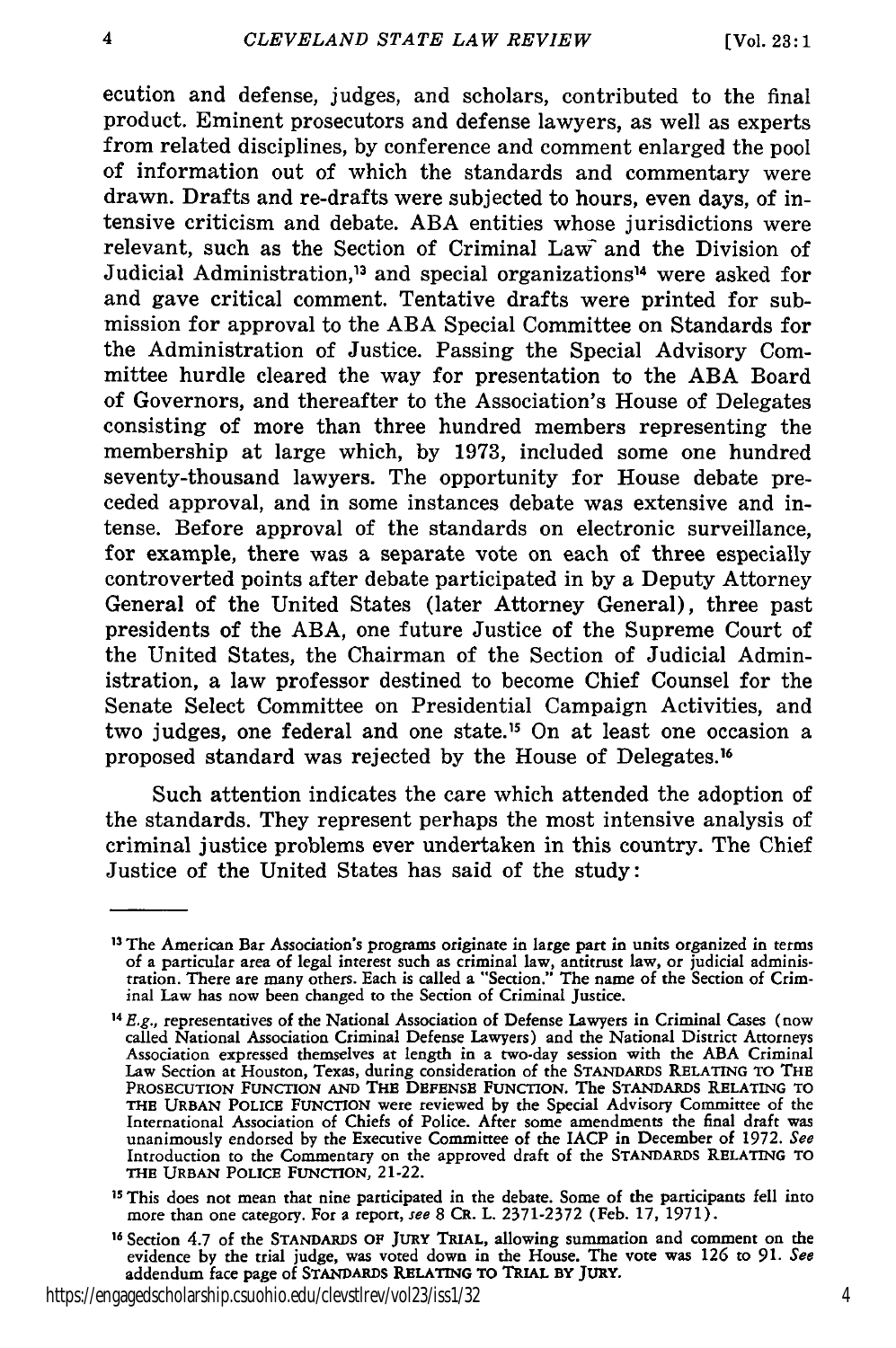ecution and defense, judges, and scholars, contributed to the final product. Eminent prosecutors and defense lawyers, as well as experts from related disciplines, by conference and comment enlarged the pool of information out of which the standards and commentary were drawn. Drafts and re-drafts were subjected to hours, even days, of intensive criticism and debate. ABA entities whose jurisdictions were relevant, such as the Section of Criminal Law and the Division of Judicial Administration,[13] and special organizations[14] were asked for and gave critical comment. Tentative drafts were printed for submission for approval to the ABA Special Committee on Standards for the Administration of Justice. Passing the Special Advisory Committee hurdle cleared the way for presentation to the ABA Board of Governors, and thereafter to the Association's House of Delegates consisting of more than three hundred members representing the membership at large which, by 1973, included some one hundred seventy-thousand lawyers. The opportunity for House debate preceded approval, and in some instances debate was extensive and intense. Before approval of the standards on electronic surveillance, for example, there was a separate vote on each of three especially controverted points after debate participated in by a Deputy Attorney General of the United States (later Attorney General), three past presidents of the ABA, one future Justice of the Supreme Court of the United States, the Chairman of the Section of Judicial Administration, a law professor destined to become Chief Counsel for the Senate Select Committee on Presidential Campaign Activities, and two judges, one federal and one state.[15] On at least one occasion a proposed standard was rejected by the House of Delegates.[16]

Such attention indicates the care which attended the adoption of the standards. They represent perhaps the most intensive analysis of criminal justice problems ever undertaken in this country. The Chief Justice of the United States has said of the study:

---

[13] The American Bar Association's programs originate in large part in units organized in terms of a particular area of legal interest such as criminal law, antitrust law, or judicial administration. There are many others. Each is called a "Section." The name of the Section of Criminal Law has now been changed to the Section of Criminal Justice.

[14] *E.g.*, representatives of the National Association of Defense Lawyers in Criminal Cases (now called National Association Criminal Defense Lawyers) and the National District Attorneys Association expressed themselves at length in a two-day session with the ABA Criminal Law Section at Houston, Texas, during consideration of the STANDARDS RELATING TO THE PROSECUTION FUNCTION AND THE DEFENSE FUNCTION. The STANDARDS RELATING TO THE URBAN POLICE FUNCTION were reviewed by the Special Advisory Committee of the International Association of Chiefs of Police. After some amendments the final draft was unanimously endorsed by the Executive Committee of the IACP in December of 1972. *See* Introduction to the Commentary on the approved draft of the STANDARDS RELATING TO THE URBAN POLICE FUNCTION, 21-22.

[15] This does not mean that nine participated in the debate. Some of the participants fell into more than one category. For a report, *see* 8 CR. L. 2371-2372 (Feb. 17, 1971).

[16] Section 4.7 of the STANDARDS OF JURY TRIAL, allowing summation and comment on the evidence by the trial judge, was voted down in the House. The vote was 126 to 91. *See* addendum face page of STANDARDS RELATING TO TRIAL BY JURY.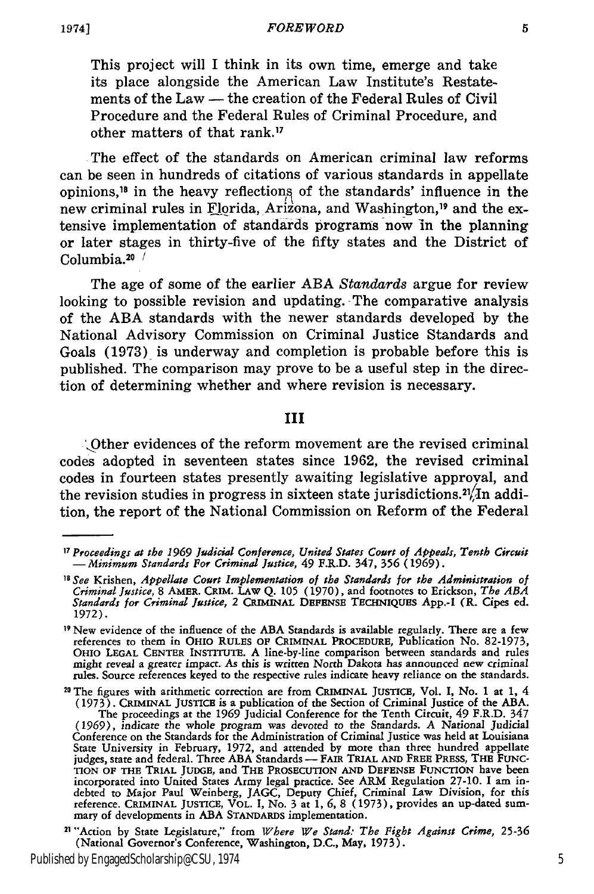This project will I think in its own time, emerge and take its place alongside the American Law Institute's Restatements of the Law — the creation of the Federal Rules of Civil Procedure and the Federal Rules of Criminal Procedure, and other matters of that rank.[17]

The effect of the standards on American criminal law reforms can be seen in hundreds of citations of various standards in appellate opinions,[18] in the heavy reflections of the standards' influence in the new criminal rules in Florida, Arizona, and Washington,[19] and the extensive implementation of standards programs now in the planning or later stages in thirty-five of the fifty states and the District of Columbia.[20]

The age of some of the earlier ABA *Standards* argue for review looking to possible revision and updating. The comparative analysis of the ABA standards with the newer standards developed by the National Advisory Commission on Criminal Justice Standards and Goals (1973) is underway and completion is probable before this is published. The comparison may prove to be a useful step in the direction of determining whether and where revision is necessary.

## III

Other evidences of the reform movement are the revised criminal codes adopted in seventeen states since 1962, the revised criminal codes in fourteen states presently awaiting legislative approval, and the revision studies in progress in sixteen state jurisdictions.[21] In addition, the report of the National Commission on Reform of the Federal

---

[17] *Proceedings at the 1969 Judicial Conference, United States Court of Appeals, Tenth Circuit — Minimum Standards For Criminal Justice*, 49 F.R.D. 347, 356 (1969).

[18] *See* Krishen, *Appellate Court Implementation of the Standards for the Administration of Criminal Justice*, 8 AMER. CRIM. LAW Q. 105 (1970), and footnotes to Erickson, *The ABA Standards for Criminal Justice*, 2 CRIMINAL DEFENSE TECHNIQUES App.-I (R. Cipes ed. 1972).

[19] New evidence of the influence of the ABA Standards is available regularly. There are a few references to them in OHIO RULES OF CRIMINAL PROCEDURE, Publication No. 82-1973, OHIO LEGAL CENTER INSTITUTE. A line-by-line comparison between standards and rules might reveal a greater impact. As this is written North Dakota has announced new criminal rules. Source references keyed to the respective rules indicate heavy reliance on the standards.

[20] The figures with arithmetic correction are from CRIMINAL JUSTICE, Vol. I, No. 1 at 1, 4 (1973). CRIMINAL JUSTICE is a publication of the Section of Criminal Justice of the ABA. The proceedings at the 1969 Judicial Conference for the Tenth Circuit, 49 F.R.D. 347 (1969), indicate the whole program was devoted to the Standards. A National Judicial Conference on the Standards for the Administration of Criminal Justice was held at Louisiana State University in February, 1972, and attended by more than three hundred appellate judges, state and federal. Three ABA Standards — FAIR TRIAL AND FREE PRESS, THE FUNCTION OF THE TRIAL JUDGE, and THE PROSECUTION AND DEFENSE FUNCTION have been incorporated into United States Army legal practice. See ARM Regulation 27-10. I am indebted to Major Paul Weinberg, JAGC, Deputy Chief, Criminal Law Division, for this reference. CRIMINAL JUSTICE, VOL. I, No. 3 at 1, 6, 8 (1973), provides an up-dated summary of developments in ABA STANDARDS implementation.

[21] "Action by State Legislature," from *Where We Stand: The Fight Against Crime*, 25-36 (National Governor's Conference, Washington, D.C., May, 1973).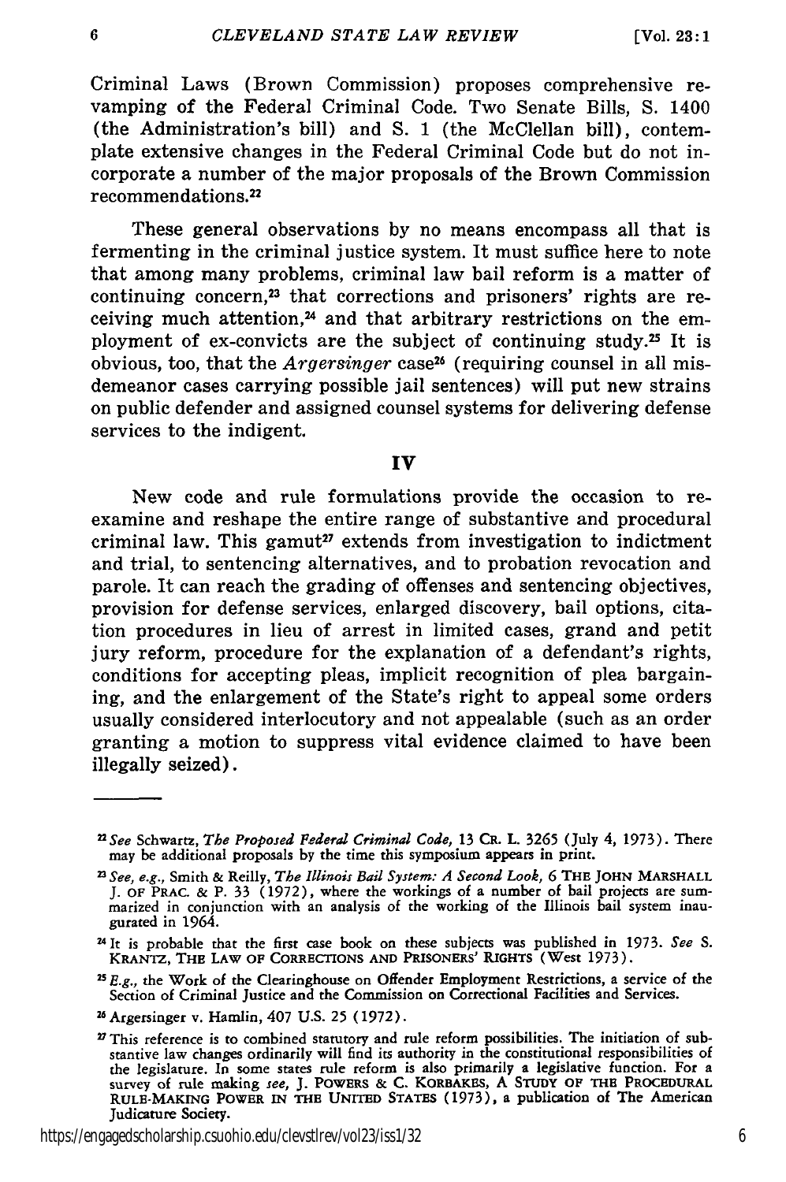Criminal Laws (Brown Commission) proposes comprehensive revamping of the Federal Criminal Code. Two Senate Bills, S. 1400 (the Administration's bill) and S. 1 (the McClellan bill), contemplate extensive changes in the Federal Criminal Code but do not incorporate a number of the major proposals of the Brown Commission recommendations.[22]

These general observations by no means encompass all that is fermenting in the criminal justice system. It must suffice here to note that among many problems, criminal law bail reform is a matter of continuing concern,[23] that corrections and prisoners' rights are receiving much attention,[24] and that arbitrary restrictions on the employment of ex-convicts are the subject of continuing study.[25] It is obvious, too, that the *Argersinger* case[26] (requiring counsel in all misdemeanor cases carrying possible jail sentences) will put new strains on public defender and assigned counsel systems for delivering defense services to the indigent.

## IV

New code and rule formulations provide the occasion to reexamine and reshape the entire range of substantive and procedural criminal law. This gamut[27] extends from investigation to indictment and trial, to sentencing alternatives, and to probation revocation and parole. It can reach the grading of offenses and sentencing objectives, provision for defense services, enlarged discovery, bail options, citation procedures in lieu of arrest in limited cases, grand and petit jury reform, procedure for the explanation of a defendant's rights, conditions for accepting pleas, implicit recognition of plea bargaining, and the enlargement of the State's right to appeal some orders usually considered interlocutory and not appealable (such as an order granting a motion to suppress vital evidence claimed to have been illegally seized).

---

[22] *See* Schwartz, *The Proposed Federal Criminal Code*, 13 CR. L. 3265 (July 4, 1973). There may be additional proposals by the time this symposium appears in print.

[23] *See, e.g.*, Smith & Reilly, *The Illinois Bail System: A Second Look*, 6 THE JOHN MARSHALL J. OF PRAC. & P. 33 (1972), where the workings of a number of bail projects are summarized in conjunction with an analysis of the working of the Illinois bail system inaugurated in 1964.

[24] It is probable that the first case book on these subjects was published in 1973. *See* S. KRANTZ, THE LAW OF CORRECTIONS AND PRISONERS' RIGHTS (West 1973).

[25] *E.g.*, the Work of the Clearinghouse on Offender Employment Restrictions, a service of the Section of Criminal Justice and the Commission on Correctional Facilities and Services.

[26] Argersinger v. Hamlin, 407 U.S. 25 (1972).

[27] This reference is to combined statutory and rule reform possibilities. The initiation of substantive law changes ordinarily will find its authority in the constitutional responsibilities of the legislature. In some states rule reform is also primarily a legislative function. For a survey of rule making *see*, J. POWERS & C. KORBAKES, A STUDY OF THE PROCEDURAL RULE-MAKING POWER IN THE UNITED STATES (1973), a publication of The American Judicature Society.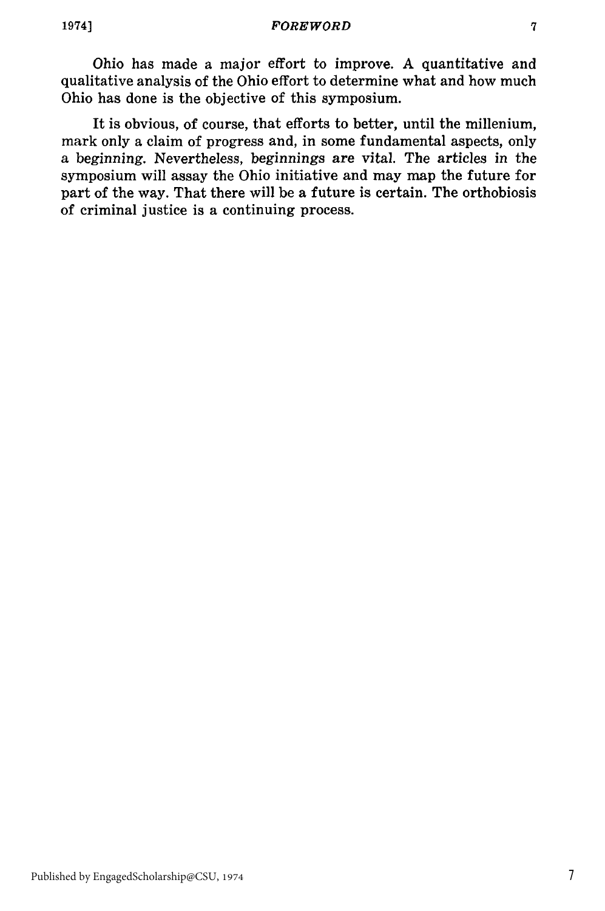Ohio has made a major effort to improve. A quantitative and qualitative analysis of the Ohio effort to determine what and how much Ohio has done is the objective of this symposium.

It is obvious, of course, that efforts to better, until the millenium, mark only a claim of progress and, in some fundamental aspects, only a beginning. Nevertheless, beginnings are vital. The articles in the symposium will assay the Ohio initiative and may map the future for part of the way. That there will be a future is certain. The orthobiosis of criminal justice is a continuing process.